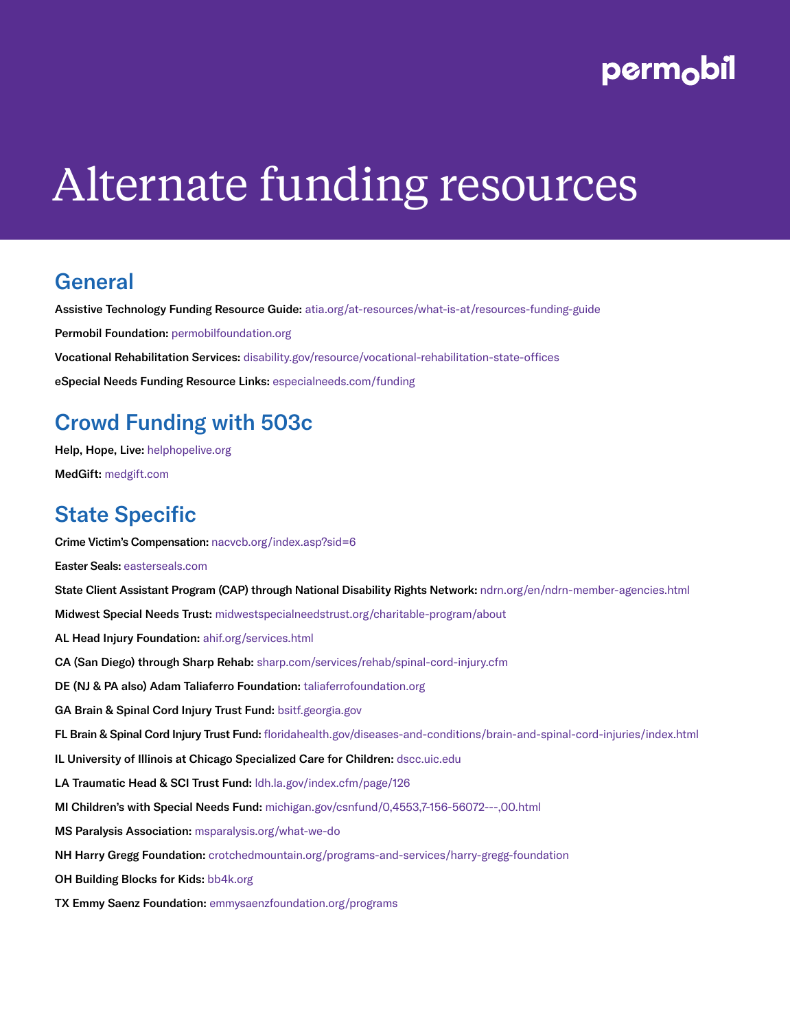# Alternate funding resources

## General

**Assistive Technology Funding Resource Guide:** atia.org/at-resources/what-is-at/resources-funding-guide

**Permobil Foundation:** permobilfoundation.org

**Vocational Rehabilitation Services:** disability.gov/resource/vocational-rehabilitation-state-offices

**eSpecial Needs Funding Resource Links:** especialneeds.com/funding

## Crowd Funding with 503c

**Help, Hope, Live:** helphopelive.org

**MedGift:** medgift.com

## State Specific

**Crime Victim's Compensation:** nacvcb.org/index.asp?sid=6

**Easter Seals:** easterseals.com

**State Client Assistant Program (CAP) through National Disability Rights Network:** ndrn.org/en/ndrn-member-agencies.html

**Midwest Special Needs Trust:** midwestspecialneedstrust.org/charitable-program/about

**AL Head Injury Foundation:** ahif.org/services.html

**CA (San Diego) through Sharp Rehab:** sharp.com/services/rehab/spinal-cord-injury.cfm

**DE (NJ & PA also) Adam Taliaferro Foundation:** taliaferrofoundation.org

**GA Brain & Spinal Cord Injury Trust Fund:** bsitf.georgia.gov

**FL Brain & Spinal Cord Injury Trust Fund:** floridahealth.gov/diseases-and-conditions/brain-and-spinal-cord-injuries/index.html

**IL University of Illinois at Chicago Specialized Care for Children:** dscc.uic.edu

**LA Traumatic Head & SCI Trust Fund:** ldh.la.gov/index.cfm/page/126

**MI Children's with Special Needs Fund:** michigan.gov/csnfund/0,4553,7-156-56072---,00.html

**MS Paralysis Association:** msparalysis.org/what-we-do

**NH Harry Gregg Foundation:** crotchedmountain.org/programs-and-services/harry-gregg-foundation

**OH Building Blocks for Kids:** bb4k.org

**TX Emmy Saenz Foundation:** emmysaenzfoundation.org/programs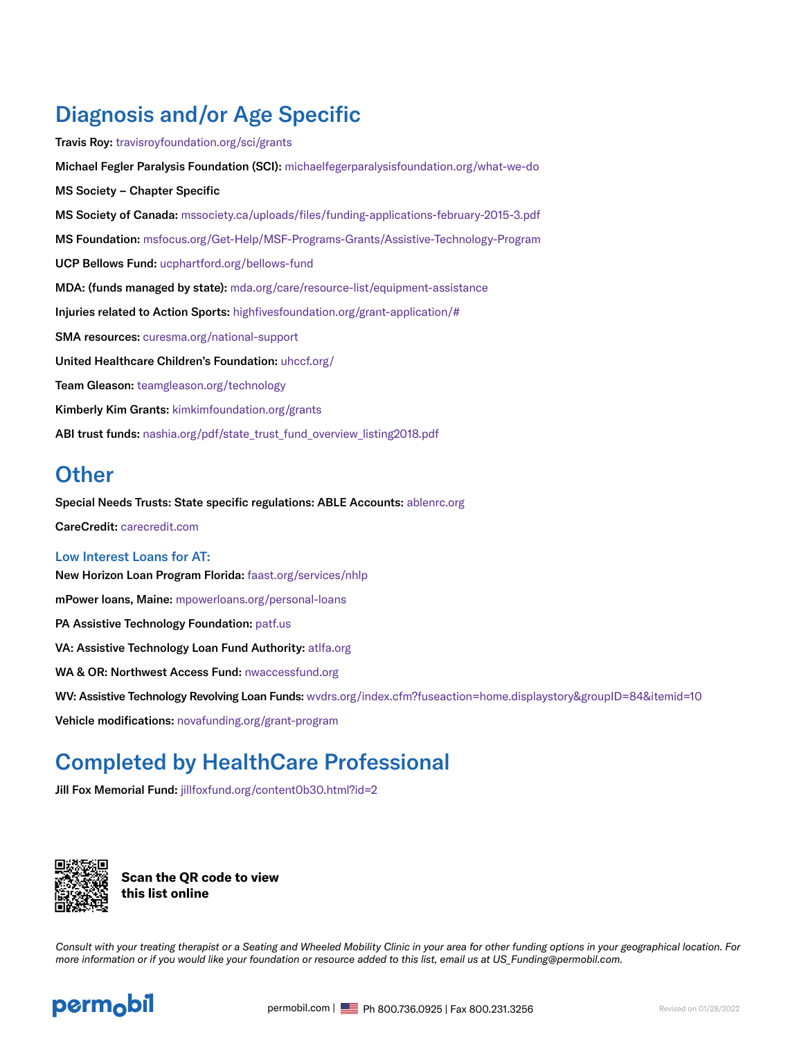## Diagnosis and/or Age Specific

**Travis Roy:** travisroyfoundation.org/sci/grants

**Michael Fegler Paralysis Foundation (SCI):** michaelfegerparalysisfoundation.org/what-we-do

**MS Society – Chapter Specific**

**MS Society of Canada:** mssociety.ca/uploads/files/funding-applications-february-2015-3.pdf

**MS Foundation:** msfocus.org/Get-Help/MSF-Programs-Grants/Assistive-Technology-Program

**UCP Bellows Fund:** ucphartford.org/bellows-fund

**MDA: (funds managed by state):** mda.org/care/resource-list/equipment-assistance

**Injuries related to Action Sports:** highfivesfoundation.org/grant-application/#

**SMA resources:** curesma.org/national-support

**United Healthcare Children's Foundation:** uhccf.org/

**Team Gleason:** teamgleason.org/technology

**Kimberly Kim Grants:** kimkimfoundation.org/grants

**ABI trust funds:** nashia.org/pdf/state_trust_fund_overview_listing2018.pdf

## Other

**Special Needs Trusts: State specific regulations: ABLE Accounts:** ablenrc.org

**CareCredit:** carecredit.com

### Low Interest Loans for AT:

**New Horizon Loan Program Florida:** faast.org/services/nhlp

**mPower loans, Maine:** mpowerloans.org/personal-loans

**PA Assistive Technology Foundation:** patf.us

**VA: Assistive Technology Loan Fund Authority:** atlfa.org

**WA & OR: Northwest Access Fund:** nwaccessfund.org

**WV: Assistive Technology Revolving Loan Funds:** wvdrs.org/index.cfm?fuseaction=home.displaystory&groupID=84&itemid=10

**Vehicle modifications:** novafunding.org/grant-program

## Completed by HealthCare Professional

**Jill Fox Memorial Fund:** jillfoxfund.org/content0b30.html?id=2

**Scan the QR code to view this list online**

*Consult with your treating therapist or a Seating and Wheeled Mobility Clinic in your area for other funding options in your geographical location. For more information or if you would like your foundation or resource added to this list, email us at US_Funding@permobil.com.*

permobil

permobil.com | Ph 800.736.0925 | Fax 800.231.3256

Revised on 01/28/2022